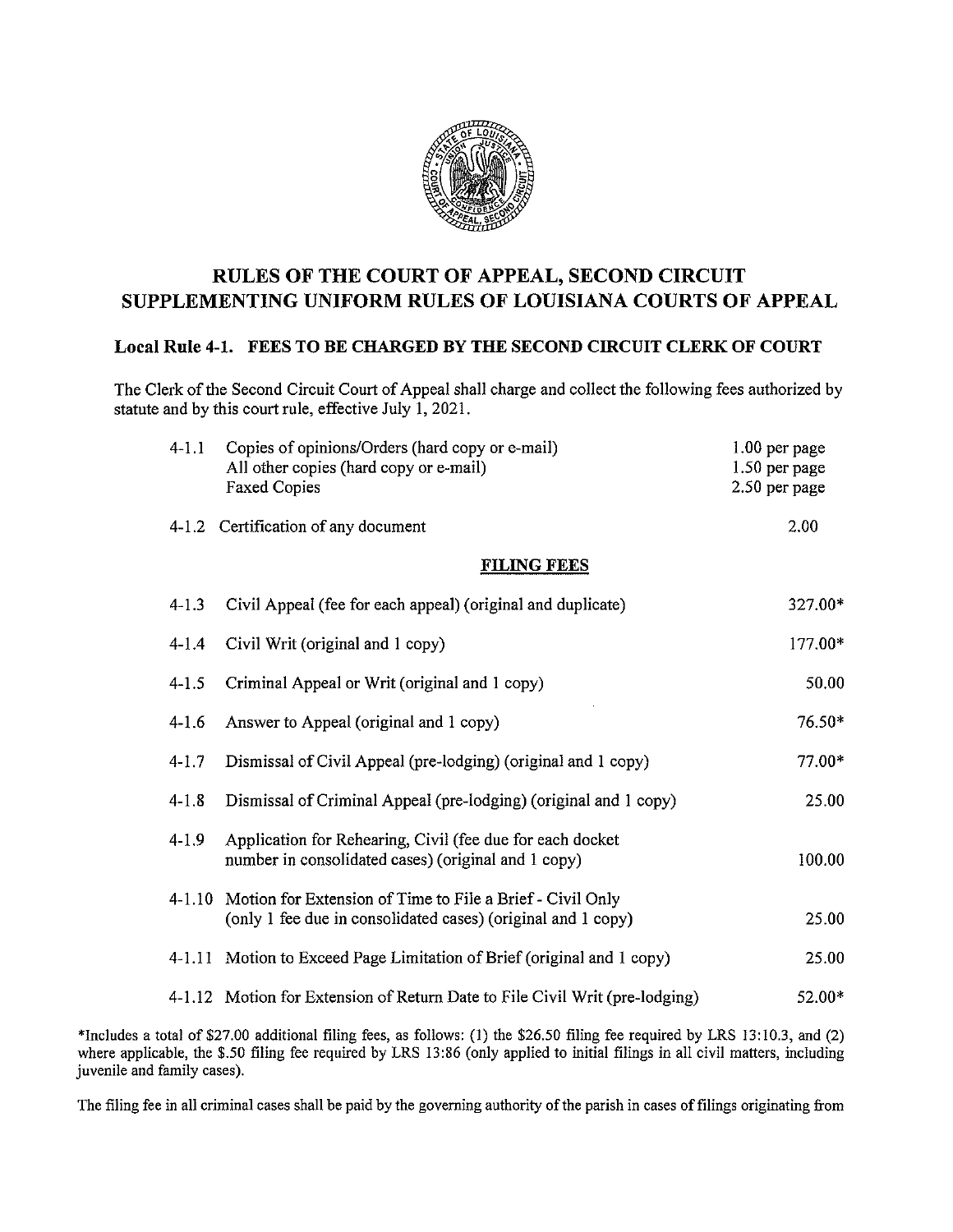# RULES OF THE COURT OF APPEAL, SECOND CIRCUIT SUPPLEMENTING UNIFORM RULES OF LOUISIANA COURTS OF APPEAL

## Local Rule 4-1. FEES TO BE CHARGED BY THE SECOND CIRCUIT CLERK OF COURT

The Clerk of the Second Circuit Court of Appeal shall charge and collect the following fees authorized by statute and by this court rule, effective July 1, 2021.

| | | |
|---|---|---|
| 4-1.1 | Copies of opinions/Orders (hard copy or e-mail) | 1.00 per page |
| | All other copies (hard copy or e-mail) | 1.50 per page |
| | Faxed Copies | 2.50 per page |
| 4-1.2 | Certification of any document | 2.00 |

**FILING FEES**

| | | |
|---|---|---|
| 4-1.3 | Civil Appeal (fee for each appeal) (original and duplicate) | 327.00* |
| 4-1.4 | Civil Writ (original and 1 copy) | 177.00* |
| 4-1.5 | Criminal Appeal or Writ (original and 1 copy) | 50.00 |
| 4-1.6 | Answer to Appeal (original and 1 copy) | 76.50* |
| 4-1.7 | Dismissal of Civil Appeal (pre-lodging) (original and 1 copy) | 77.00* |
| 4-1.8 | Dismissal of Criminal Appeal (pre-lodging) (original and 1 copy) | 25.00 |
| 4-1.9 | Application for Rehearing, Civil (fee due for each docket number in consolidated cases) (original and 1 copy) | 100.00 |
| 4-1.10 | Motion for Extension of Time to File a Brief - Civil Only (only 1 fee due in consolidated cases) (original and 1 copy) | 25.00 |
| 4-1.11 | Motion to Exceed Page Limitation of Brief (original and 1 copy) | 25.00 |
| 4-1.12 | Motion for Extension of Return Date to File Civil Writ (pre-lodging) | 52.00* |

*Includes a total of $27.00 additional filing fees, as follows: (1) the $26.50 filing fee required by LRS 13:10.3, and (2) where applicable, the $.50 filing fee required by LRS 13:86 (only applied to initial filings in all civil matters, including juvenile and family cases).

The filing fee in all criminal cases shall be paid by the governing authority of the parish in cases of filings originating from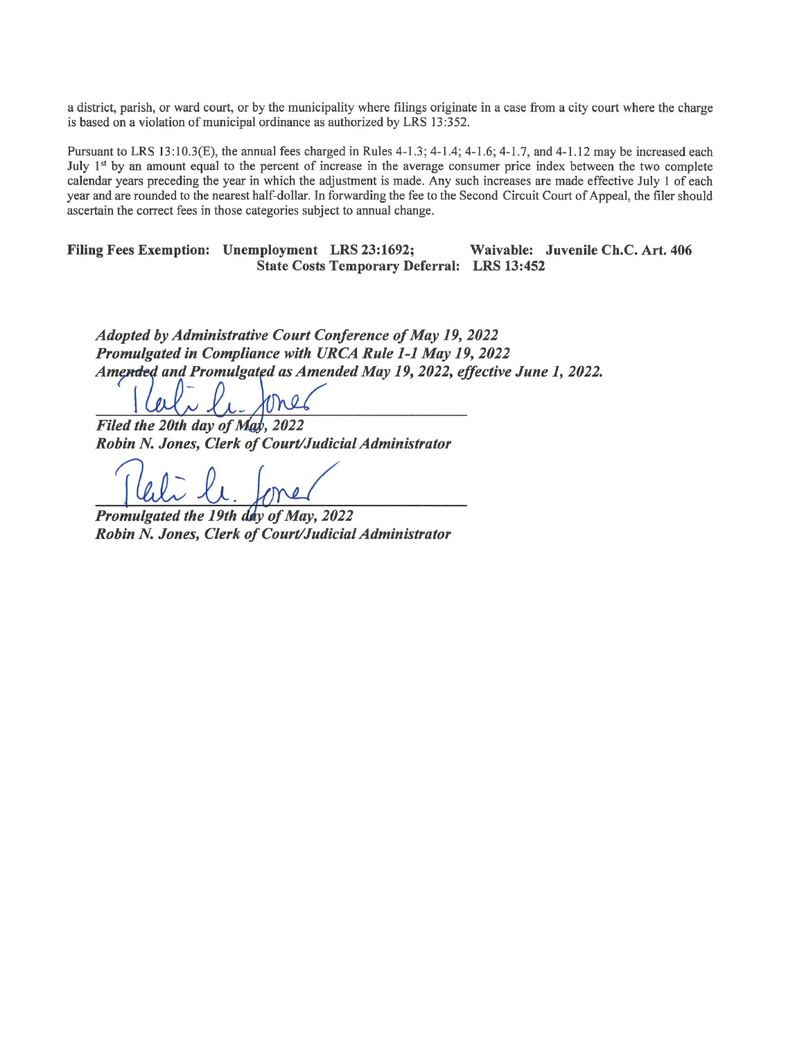a district, parish, or ward court, or by the municipality where filings originate in a case from a city court where the charge is based on a violation of municipal ordinance as authorized by LRS 13:352.

Pursuant to LRS 13:10.3(E), the annual fees charged in Rules 4-1.3; 4-1.4; 4-1.6; 4-1.7, and 4-1.12 may be increased each July 1st by an amount equal to the percent of increase in the average consumer price index between the two complete calendar years preceding the year in which the adjustment is made. Any such increases are made effective July 1 of each year and are rounded to the nearest half-dollar. In forwarding the fee to the Second Circuit Court of Appeal, the filer should ascertain the correct fees in those categories subject to annual change.

**Filing Fees Exemption: Unemployment LRS 23:1692; Waivable: Juvenile Ch.C. Art. 406**
**State Costs Temporary Deferral: LRS 13:452**

***Adopted by Administrative Court Conference of May 19, 2022***
***Promulgated in Compliance with URCA Rule 1-1 May 19, 2022***
***Amended and Promulgated as Amended May 19, 2022, effective June 1, 2022.***

***Filed the 20th day of May, 2022***
***Robin N. Jones, Clerk of Court/Judicial Administrator***

***Promulgated the 19th day of May, 2022***
***Robin N. Jones, Clerk of Court/Judicial Administrator***